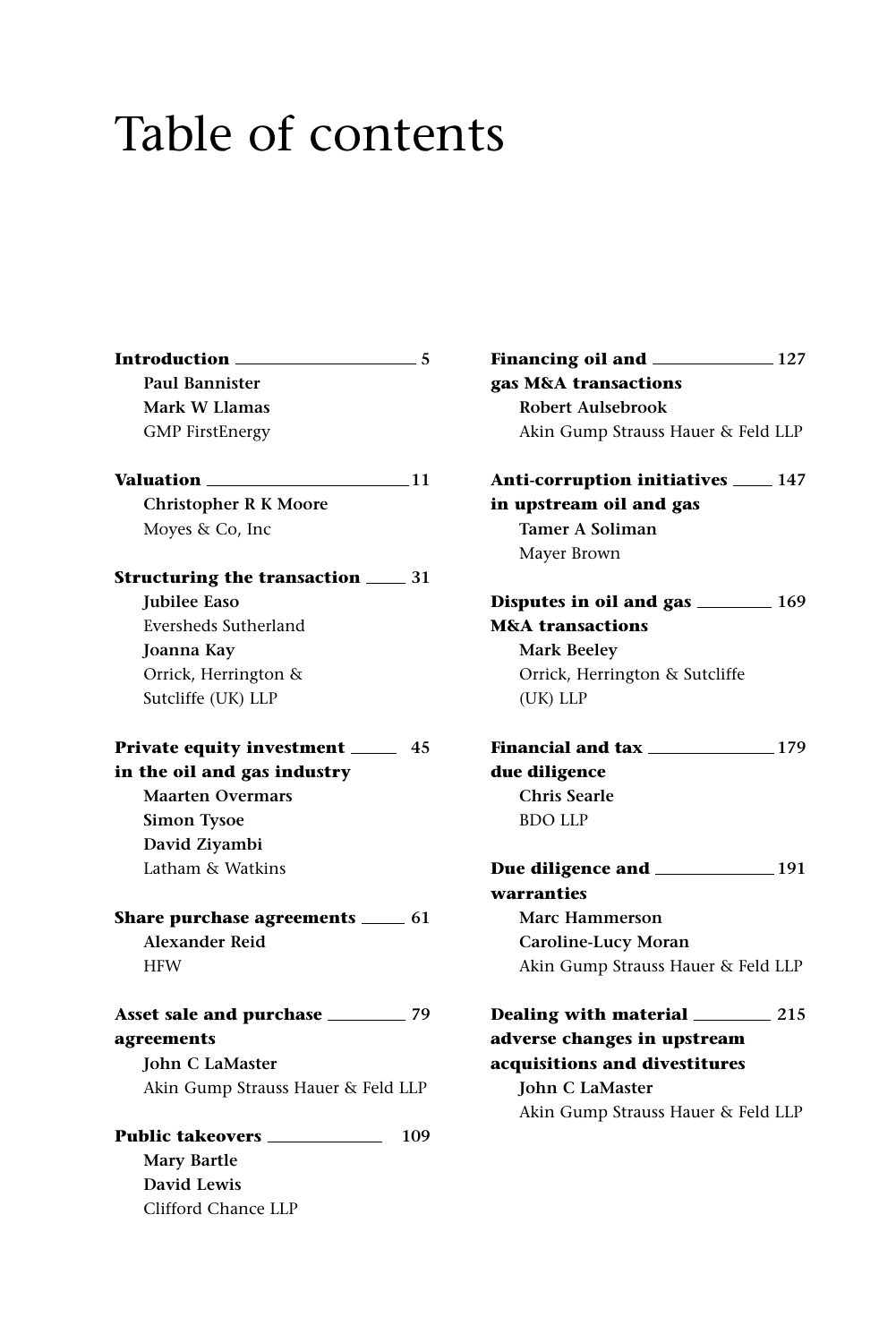# Table of contents

**Introduction** 5
**Paul Bannister**
**Mark W Llamas**
GMP FirstEnergy

**Valuation** 11
**Christopher R K Moore**
Moyes & Co, Inc

**Structuring the transaction** 31
**Jubilee Easo**
Eversheds Sutherland
**Joanna Kay**
Orrick, Herrington & Sutcliffe (UK) LLP

**Private equity investment in the oil and gas industry** 45
**Maarten Overmars**
**Simon Tysoe**
**David Ziyambi**
Latham & Watkins

**Share purchase agreements** 61
**Alexander Reid**
HFW

**Asset sale and purchase agreements** 79
**John C LaMaster**
Akin Gump Strauss Hauer & Feld LLP

**Public takeovers** 109
**Mary Bartle**
**David Lewis**
Clifford Chance LLP

**Financing oil and gas M&A transactions** 127
**Robert Aulsebrook**
Akin Gump Strauss Hauer & Feld LLP

**Anti-corruption initiatives in upstream oil and gas** 147
**Tamer A Soliman**
Mayer Brown

**Disputes in oil and gas M&A transactions** 169
**Mark Beeley**
Orrick, Herrington & Sutcliffe (UK) LLP

**Financial and tax due diligence** 179
**Chris Searle**
BDO LLP

**Due diligence and warranties** 191
**Marc Hammerson**
**Caroline-Lucy Moran**
Akin Gump Strauss Hauer & Feld LLP

**Dealing with material adverse changes in upstream acquisitions and divestitures** 215
**John C LaMaster**
Akin Gump Strauss Hauer & Feld LLP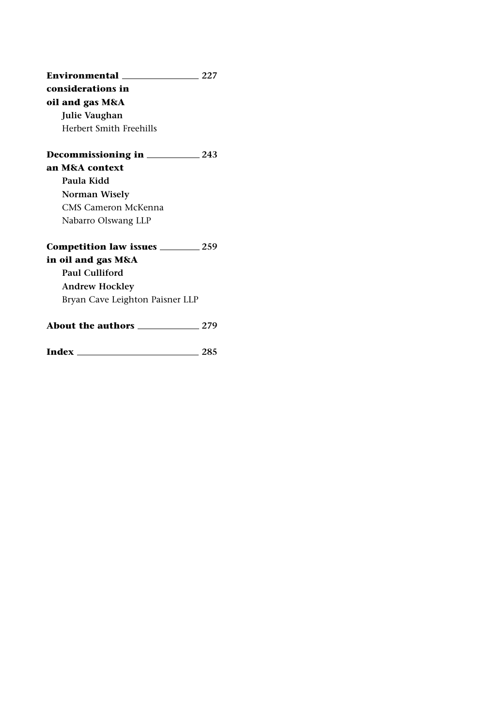**Environmental considerations in oil and gas M&A** — 227
**Julie Vaughan**
Herbert Smith Freehills

**Decommissioning in an M&A context** — 243
**Paula Kidd**
**Norman Wisely**
CMS Cameron McKenna
Nabarro Olswang LLP

**Competition law issues in oil and gas M&A** — 259
**Paul Culliford**
**Andrew Hockley**
Bryan Cave Leighton Paisner LLP

**About the authors** — 279

**Index** — 285